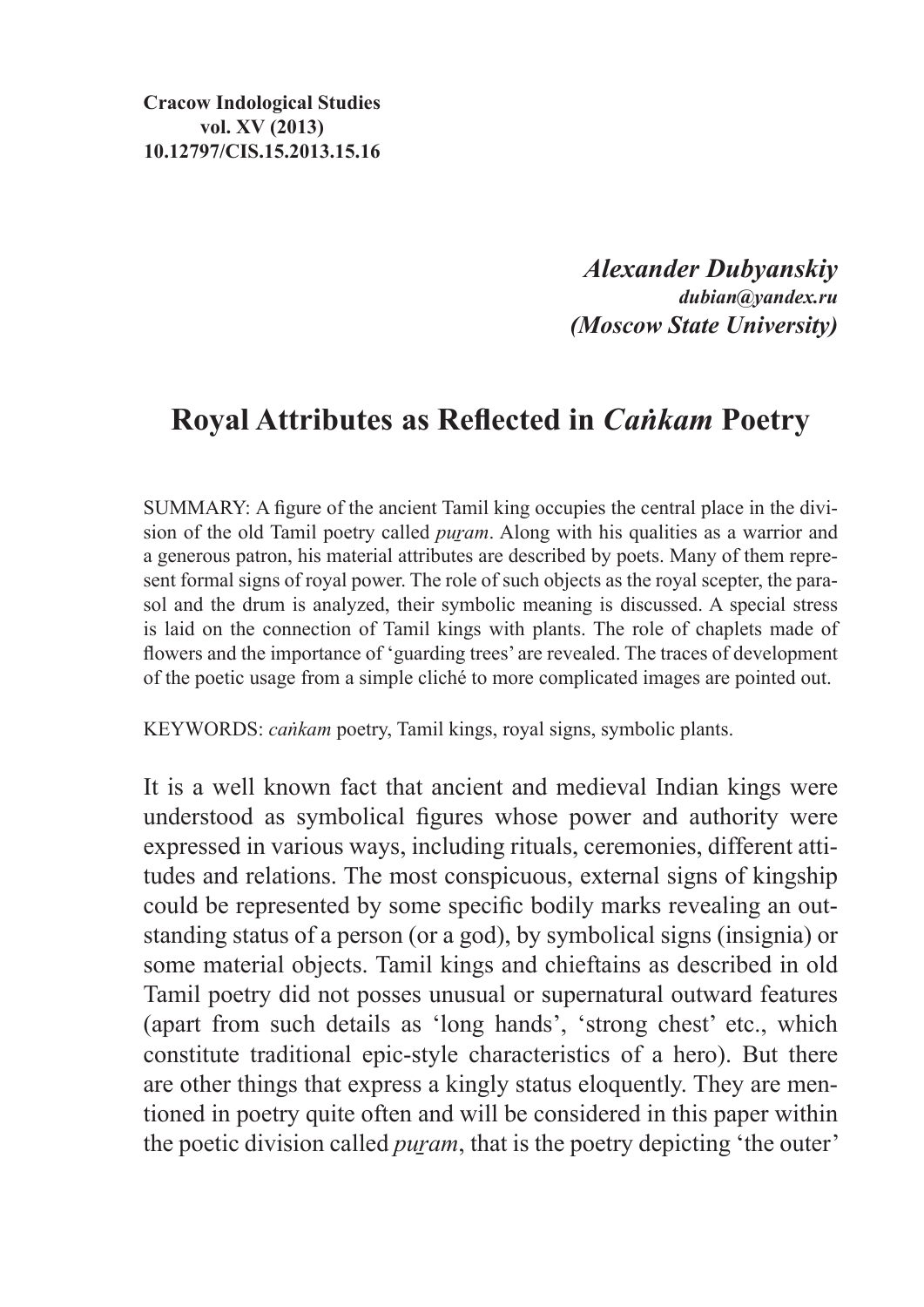**Cracow Indological Studies**
**vol. XV (2013)**
**10.12797/CIS.15.2013.15.16**

***Alexander Dubyanskiy***
***dubian@yandex.ru***
***(Moscow State University)***

# Royal Attributes as Reflected in *Caṅkam* Poetry

SUMMARY: A figure of the ancient Tamil king occupies the central place in the division of the old Tamil poetry called *puṟam*. Along with his qualities as a warrior and a generous patron, his material attributes are described by poets. Many of them represent formal signs of royal power. The role of such objects as the royal scepter, the parasol and the drum is analyzed, their symbolic meaning is discussed. A special stress is laid on the connection of Tamil kings with plants. The role of chaplets made of flowers and the importance of 'guarding trees' are revealed. The traces of development of the poetic usage from a simple cliché to more complicated images are pointed out.

KEYWORDS: *caṅkam* poetry, Tamil kings, royal signs, symbolic plants.

It is a well known fact that ancient and medieval Indian kings were understood as symbolical figures whose power and authority were expressed in various ways, including rituals, ceremonies, different attitudes and relations. The most conspicuous, external signs of kingship could be represented by some specific bodily marks revealing an outstanding status of a person (or a god), by symbolical signs (insignia) or some material objects. Tamil kings and chieftains as described in old Tamil poetry did not posses unusual or supernatural outward features (apart from such details as 'long hands', 'strong chest' etc., which constitute traditional epic-style characteristics of a hero). But there are other things that express a kingly status eloquently. They are mentioned in poetry quite often and will be considered in this paper within the poetic division called *puṟam*, that is the poetry depicting 'the outer'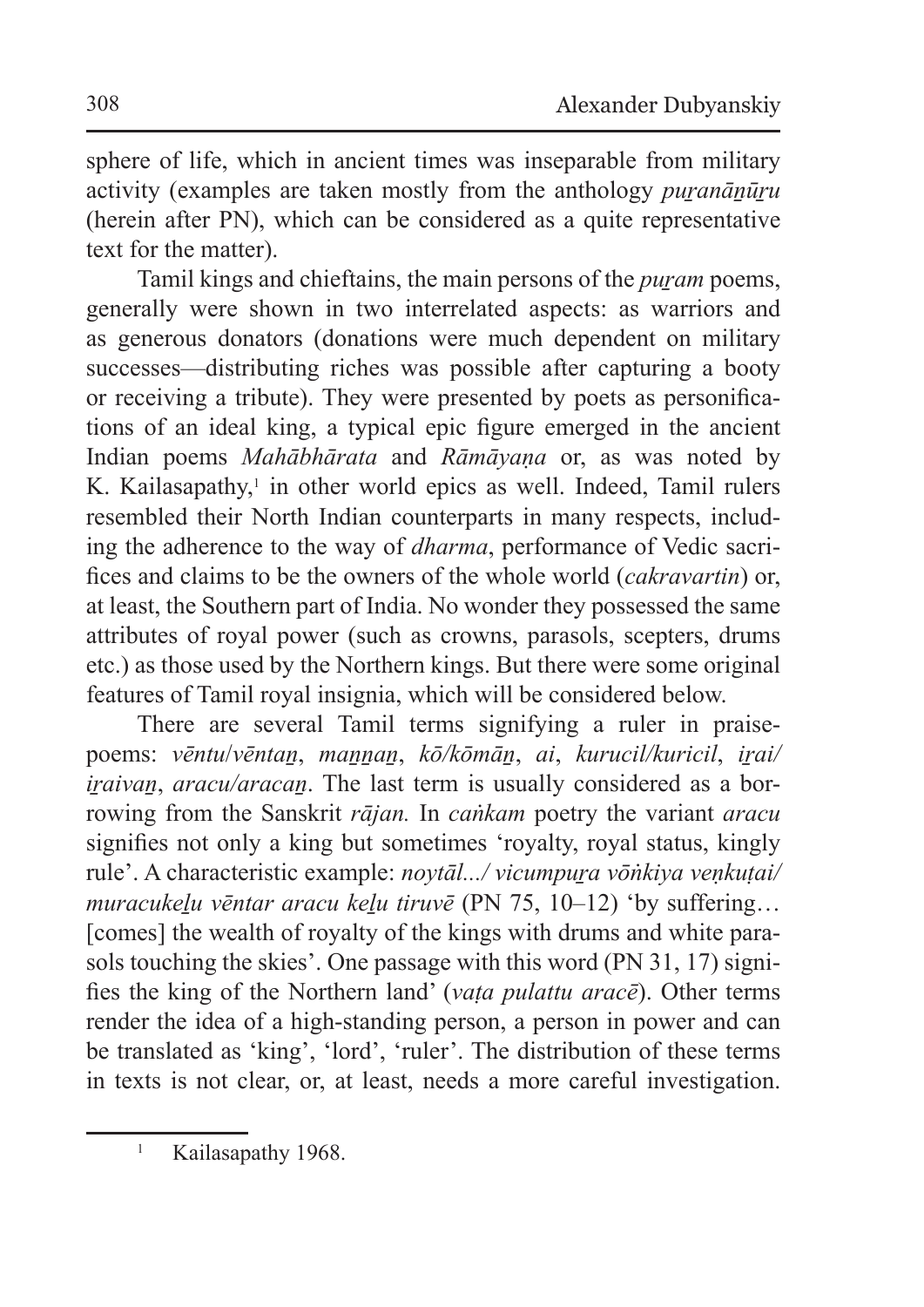sphere of life, which in ancient times was inseparable from military activity (examples are taken mostly from the anthology *puṟanāṉūṟu* (herein after PN), which can be considered as a quite representative text for the matter).

Tamil kings and chieftains, the main persons of the *puṟam* poems, generally were shown in two interrelated aspects: as warriors and as generous donators (donations were much dependent on military successes—distributing riches was possible after capturing a booty or receiving a tribute). They were presented by poets as personifications of an ideal king, a typical epic figure emerged in the ancient Indian poems *Mahābhārata* and *Rāmāyaṇa* or, as was noted by K. Kailasapathy,[1] in other world epics as well. Indeed, Tamil rulers resembled their North Indian counterparts in many respects, including the adherence to the way of *dharma*, performance of Vedic sacrifices and claims to be the owners of the whole world (*cakravartin*) or, at least, the Southern part of India. No wonder they possessed the same attributes of royal power (such as crowns, parasols, scepters, drums etc.) as those used by the Northern kings. But there were some original features of Tamil royal insignia, which will be considered below.

There are several Tamil terms signifying a ruler in praise-poems: *vēntu*/*vēntaṉ*, *maṉṉaṉ*, *kō/kōmāṉ*, *ai*, *kurucil/kuricil*, *iṟai/iṟaivaṉ*, *aracu/aracaṉ*. The last term is usually considered as a borrowing from the Sanskrit *rājan.* In *caṅkam* poetry the variant *aracu* signifies not only a king but sometimes 'royalty, royal status, kingly rule'. A characteristic example: *noytāl.../ vicumpuṟa vōṅkiya veṇkuṭai/ muracukeḻu vēntar aracu keḻu tiruvē* (PN 75, 10–12) 'by suffering… [comes] the wealth of royalty of the kings with drums and white parasols touching the skies'. One passage with this word (PN 31, 17) signifies the king of the Northern land' (*vaṭa pulattu aracē*). Other terms render the idea of a high-standing person, a person in power and can be translated as 'king', 'lord', 'ruler'. The distribution of these terms in texts is not clear, or, at least, needs a more careful investigation.

[1] Kailasapathy 1968.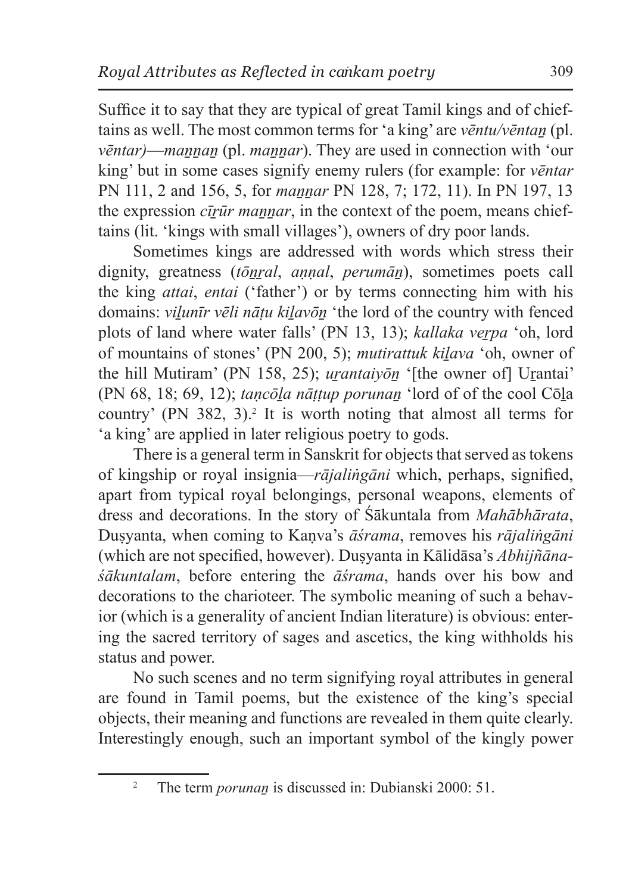Suffice it to say that they are typical of great Tamil kings and of chieftains as well. The most common terms for 'a king' are *vēntu/vēntaṉ* (pl. *vēntar)*—*maṉṉaṉ* (pl. *maṉṉar*). They are used in connection with 'our king' but in some cases signify enemy rulers (for example: for *vēntar* PN 111, 2 and 156, 5, for *maṉṉar* PN 128, 7; 172, 11). In PN 197, 13 the expression *cīṟūr maṉṉar*, in the context of the poem, means chieftains (lit. 'kings with small villages'), owners of dry poor lands.

Sometimes kings are addressed with words which stress their dignity, greatness (*tōṉṟal*, *aṇṇal*, *perumāṉ*), sometimes poets call the king *attai*, *entai* ('father') or by terms connecting him with his domains: *viḻunīr vēli nāṭu kiḻavōṉ* 'the lord of the country with fenced plots of land where water falls' (PN 13, 13); *kallaka veṟpa* 'oh, lord of mountains of stones' (PN 200, 5); *mutirattuk kiḻava* 'oh, owner of the hill Mutiram' (PN 158, 25); *uṟantaiyōṉ* '[the owner of] Uṟantai' (PN 68, 18; 69, 12); *taṇcōḻa nāṭṭup porunaṉ* 'lord of of the cool Cōḻa country' (PN 382, 3).[2] It is worth noting that almost all terms for 'a king' are applied in later religious poetry to gods.

There is a general term in Sanskrit for objects that served as tokens of kingship or royal insignia—*rājaliṅgāni* which, perhaps, signified, apart from typical royal belongings, personal weapons, elements of dress and decorations. In the story of Śākuntala from *Mahābhārata*, Duṣyanta, when coming to Kaṇva's *āśrama*, removes his *rājaliṅgāni* (which are not specified, however). Duṣyanta in Kālidāsa's *Abhijñāna-śākuntalam*, before entering the *āśrama*, hands over his bow and decorations to the charioteer. The symbolic meaning of such a behavior (which is a generality of ancient Indian literature) is obvious: entering the sacred territory of sages and ascetics, the king withholds his status and power.

No such scenes and no term signifying royal attributes in general are found in Tamil poems, but the existence of the king's special objects, their meaning and functions are revealed in them quite clearly. Interestingly enough, such an important symbol of the kingly power

[2] The term *porunaṉ* is discussed in: Dubianski 2000: 51.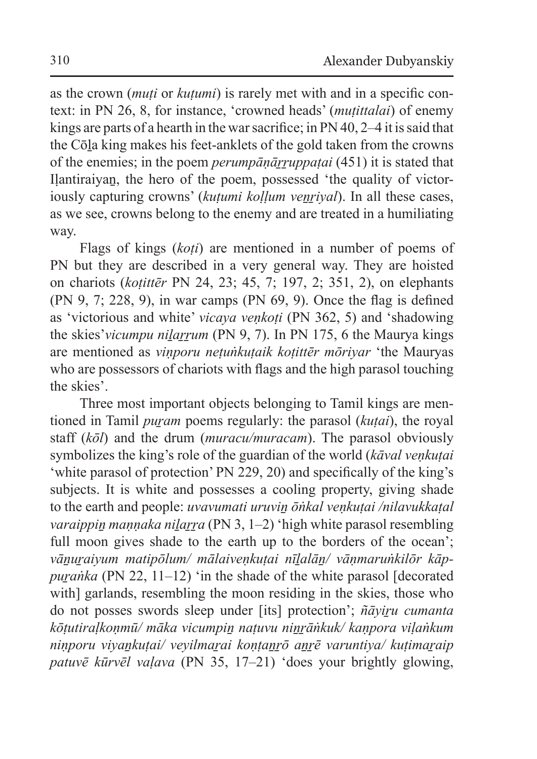as the crown (*muṭi* or *kuṭumi*) is rarely met with and in a specific context: in PN 26, 8, for instance, 'crowned heads' (*muṭittalai*) of enemy kings are parts of a hearth in the war sacrifice; in PN 40, 2–4 it is said that the Cōḻa king makes his feet-anklets of the gold taken from the crowns of the enemies; in the poem *perumpāṇāṟṟuppaṭai* (451) it is stated that Iḷantiraiyaṉ, the hero of the poem, possessed 'the quality of victoriously capturing crowns' (*kuṭumi koḷḷum veṉṟiyal*). In all these cases, as we see, crowns belong to the enemy and are treated in a humiliating way.

Flags of kings (*koṭi*) are mentioned in a number of poems of PN but they are described in a very general way. They are hoisted on chariots (*koṭittēr* PN 24, 23; 45, 7; 197, 2; 351, 2), on elephants (PN 9, 7; 228, 9), in war camps (PN 69, 9). Once the flag is defined as 'victorious and white' *vicaya veṇkoṭi* (PN 362, 5) and 'shadowing the skies'*vicumpu niḻaṟṟum* (PN 9, 7). In PN 175, 6 the Maurya kings are mentioned as *viṇporu neṭuṅkuṭaik koṭittēr mōriyar* 'the Mauryas who are possessors of chariots with flags and the high parasol touching the skies'.

Three most important objects belonging to Tamil kings are mentioned in Tamil *puṟam* poems regularly: the parasol (*kuṭai*), the royal staff (*kōl*) and the drum (*muracu/muracam*). The parasol obviously symbolizes the king's role of the guardian of the world (*kāval veṇkuṭai* 'white parasol of protection' PN 229, 20) and specifically of the king's subjects. It is white and possesses a cooling property, giving shade to the earth and people: *uvavumati uruviṉ ōṅkal veṇkuṭai /nilavukkaṭal varaippiṉ maṇṇaka niḻaṟṟa* (PN 3, 1–2) 'high white parasol resembling full moon gives shade to the earth up to the borders of the ocean'; *vāṉuṟaiyum matipōlum/ mālaiveṇkuṭai nīḻalāṉ/ vāṇmaruṅkilōr kāppuṟaṅka* (PN 22, 11–12) 'in the shade of the white parasol [decorated with] garlands, resembling the moon residing in the skies, those who do not posses swords sleep under [its] protection'; *ñāyiṟu cumanta kōṭutiraḷkoṇmū/ māka vicumpiṉ naṭuvu niṉṟāṅkuk/ kaṇpora viḷaṅkum niṇporu viyaṉkuṭai/ veyilmaṟai koṇṭaṉṟō aṉṟē varuntiya/ kuṭimaṟaip patuvē kūrvēl vaḷava* (PN 35, 17–21) 'does your brightly glowing,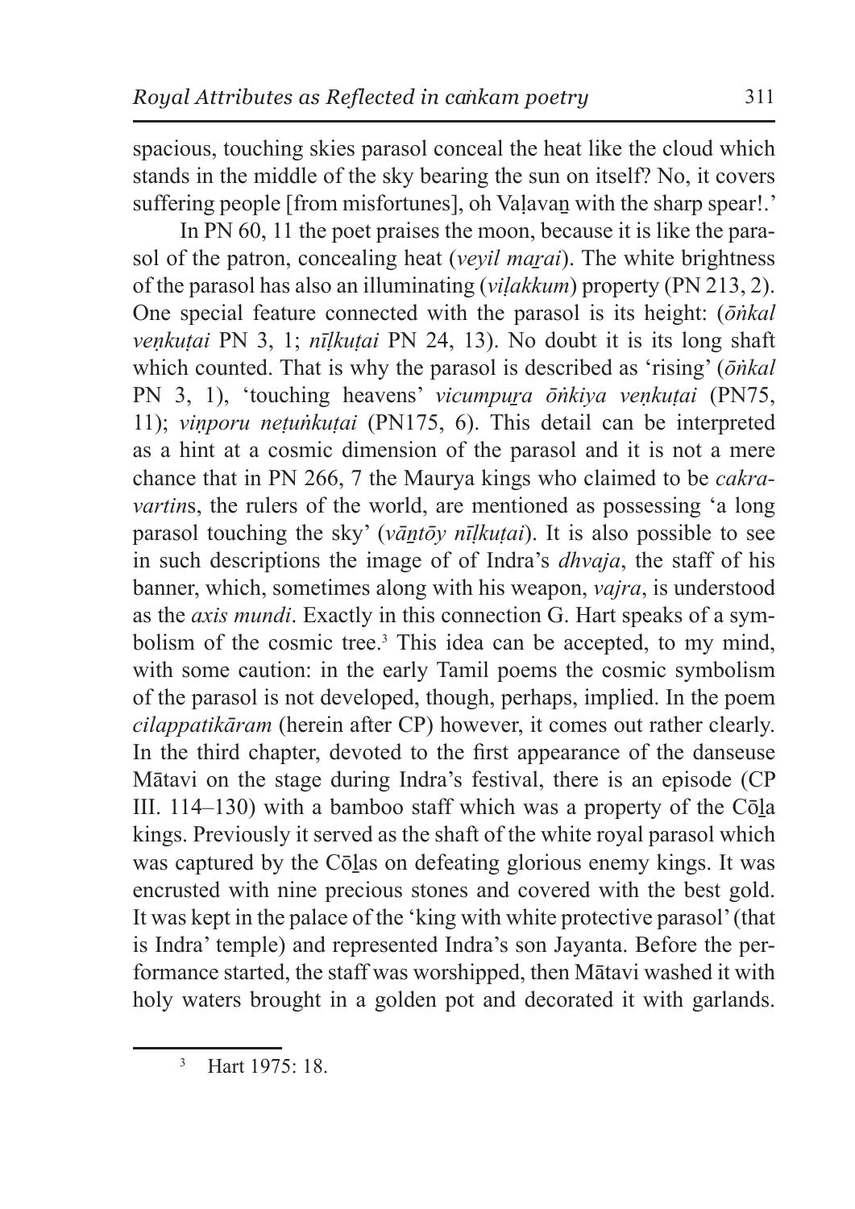spacious, touching skies parasol conceal the heat like the cloud which stands in the middle of the sky bearing the sun on itself? No, it covers suffering people [from misfortunes], oh Vaḷavaṉ with the sharp spear!.'

In PN 60, 11 the poet praises the moon, because it is like the parasol of the patron, concealing heat (*veyil maṟai*). The white brightness of the parasol has also an illuminating (*viḷakkum*) property (PN 213, 2). One special feature connected with the parasol is its height: (*ōṅkal veṇkuṭai* PN 3, 1; *nīḷkuṭai* PN 24, 13). No doubt it is its long shaft which counted. That is why the parasol is described as 'rising' (*ōṅkal* PN 3, 1), 'touching heavens' *vicumpuṟa ōṅkiya veṇkuṭai* (PN75, 11); *viṇporu neṭuṅkuṭai* (PN175, 6). This detail can be interpreted as a hint at a cosmic dimension of the parasol and it is not a mere chance that in PN 266, 7 the Maurya kings who claimed to be *cakravartin*s, the rulers of the world, are mentioned as possessing 'a long parasol touching the sky' (*vāṉtōy nīḷkuṭai*). It is also possible to see in such descriptions the image of of Indra's *dhvaja*, the staff of his banner, which, sometimes along with his weapon, *vajra*, is understood as the *axis mundi*. Exactly in this connection G. Hart speaks of a symbolism of the cosmic tree.[3] This idea can be accepted, to my mind, with some caution: in the early Tamil poems the cosmic symbolism of the parasol is not developed, though, perhaps, implied. In the poem *cilappatikāram* (herein after CP) however, it comes out rather clearly. In the third chapter, devoted to the first appearance of the danseuse Mātavi on the stage during Indra's festival, there is an episode (CP III. 114–130) with a bamboo staff which was a property of the Cōḻa kings. Previously it served as the shaft of the white royal parasol which was captured by the Cōḻas on defeating glorious enemy kings. It was encrusted with nine precious stones and covered with the best gold. It was kept in the palace of the 'king with white protective parasol' (that is Indra' temple) and represented Indra's son Jayanta. Before the performance started, the staff was worshipped, then Mātavi washed it with holy waters brought in a golden pot and decorated it with garlands.

[3] Hart 1975: 18.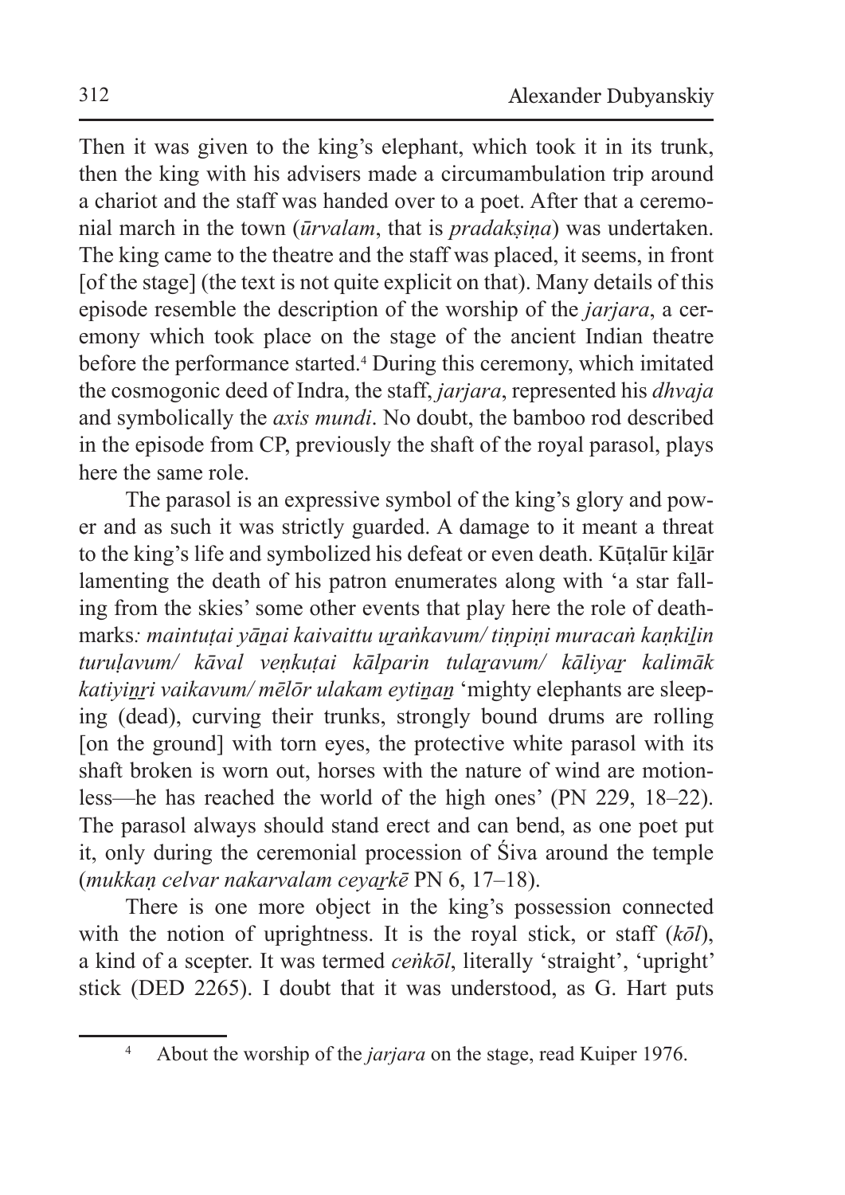Then it was given to the king's elephant, which took it in its trunk, then the king with his advisers made a circumambulation trip around a chariot and the staff was handed over to a poet. After that a ceremonial march in the town (*ūrvalam*, that is *pradakṣiṇa*) was undertaken. The king came to the theatre and the staff was placed, it seems, in front [of the stage] (the text is not quite explicit on that). Many details of this episode resemble the description of the worship of the *jarjara*, a ceremony which took place on the stage of the ancient Indian theatre before the performance started.[4] During this ceremony, which imitated the cosmogonic deed of Indra, the staff, *jarjara*, represented his *dhvaja* and symbolically the *axis mundi*. No doubt, the bamboo rod described in the episode from CP, previously the shaft of the royal parasol, plays here the same role.

The parasol is an expressive symbol of the king's glory and power and as such it was strictly guarded. A damage to it meant a threat to the king's life and symbolized his defeat or even death. Kūṭalūr kiḻār lamenting the death of his patron enumerates along with 'a star falling from the skies' some other events that play here the role of deathmarks*: maintuṭai yāṉai kaivaittu uṟaṅkavum/ tiṇpiṇi muracaṅ kaṇkiḻin turuḷavum/ kāval veṇkuṭai kālparin tulaṟavum/ kāliyaṟ kalimāk katiyiṉṟi vaikavum/ mēlōr ulakam eytiṉaṉ* 'mighty elephants are sleeping (dead), curving their trunks, strongly bound drums are rolling [on the ground] with torn eyes, the protective white parasol with its shaft broken is worn out, horses with the nature of wind are motionless—he has reached the world of the high ones' (PN 229, 18–22). The parasol always should stand erect and can bend, as one poet put it, only during the ceremonial procession of Śiva around the temple (*mukkaṇ celvar nakarvalam ceyaṟkē* PN 6, 17–18).

There is one more object in the king's possession connected with the notion of uprightness. It is the royal stick, or staff (*kōl*), a kind of a scepter. It was termed *ceṅkōl*, literally 'straight', 'upright' stick (DED 2265). I doubt that it was understood, as G. Hart puts

[4] About the worship of the *jarjara* on the stage, read Kuiper 1976.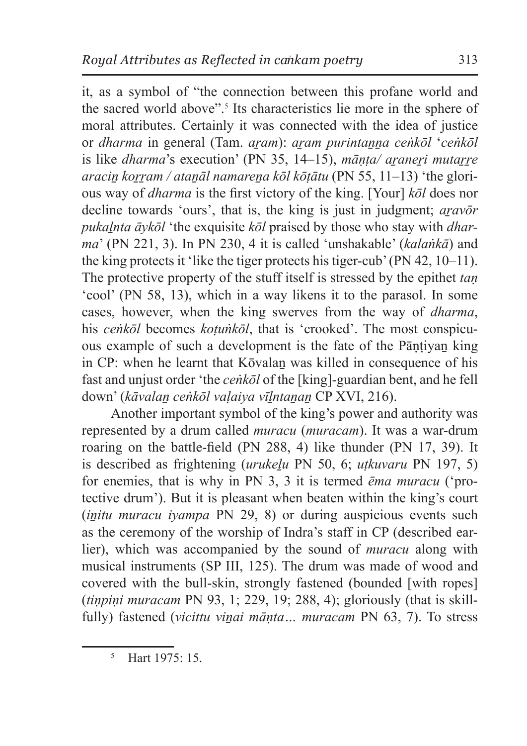it, as a symbol of "the connection between this profane world and the sacred world above".[5] Its characteristics lie more in the sphere of moral attributes. Certainly it was connected with the idea of justice or *dharma* in general (Tam. *aṟam*): *aṟam purintaṉṉa ceṅkōl* '*ceṅkōl* is like *dharma*'s execution' (PN 35, 14–15), *māṇṭa/ aṟaneṟi mutaṟṟe araciṉ koṟṟam / ataṉāl namareṉa kōl kōṭātu* (PN 55, 11–13) 'the glorious way of *dharma* is the first victory of the king. [Your] *kōl* does nor decline towards 'ours', that is, the king is just in judgment; *aṟavōr pukaḻnta āykōl* 'the exquisite *kōl* praised by those who stay with *dharma*' (PN 221, 3). In PN 230, 4 it is called 'unshakable' (*kalaṅkā*) and the king protects it 'like the tiger protects his tiger-cub' (PN 42, 10–11). The protective property of the stuff itself is stressed by the epithet *taṇ* 'cool' (PN 58, 13), which in a way likens it to the parasol. In some cases, however, when the king swerves from the way of *dharma*, his *ceṅkōl* becomes *koṭuṅkōl*, that is 'crooked'. The most conspicuous example of such a development is the fate of the Pāṇṭiyaṉ king in CP: when he learnt that Kōvalaṉ was killed in consequence of his fast and unjust order 'the *ceṅkōl* of the [king]-guardian bent, and he fell down' (*kāvalaṉ ceṅkōl vaḷaiya vīḻntaṉaṉ* CP XVI, 216).

Another important symbol of the king's power and authority was represented by a drum called *muracu* (*muracam*). It was a war-drum roaring on the battle-field (PN 288, 4) like thunder (PN 17, 39). It is described as frightening (*urukeḻu* PN 50, 6; *uṭkuvaru* PN 197, 5) for enemies, that is why in PN 3, 3 it is termed *ēma muracu* ('protective drum'). But it is pleasant when beaten within the king's court (*iṉitu muracu iyampa* PN 29, 8) or during auspicious events such as the ceremony of the worship of Indra's staff in CP (described earlier), which was accompanied by the sound of *muracu* along with musical instruments (SP III, 125). The drum was made of wood and covered with the bull-skin, strongly fastened (bounded [with ropes] (*tiṇpiṇi muracam* PN 93, 1; 229, 19; 288, 4); gloriously (that is skillfully) fastened (*vicittu viṉai māṇta… muracam* PN 63, 7). To stress

[5] Hart 1975: 15.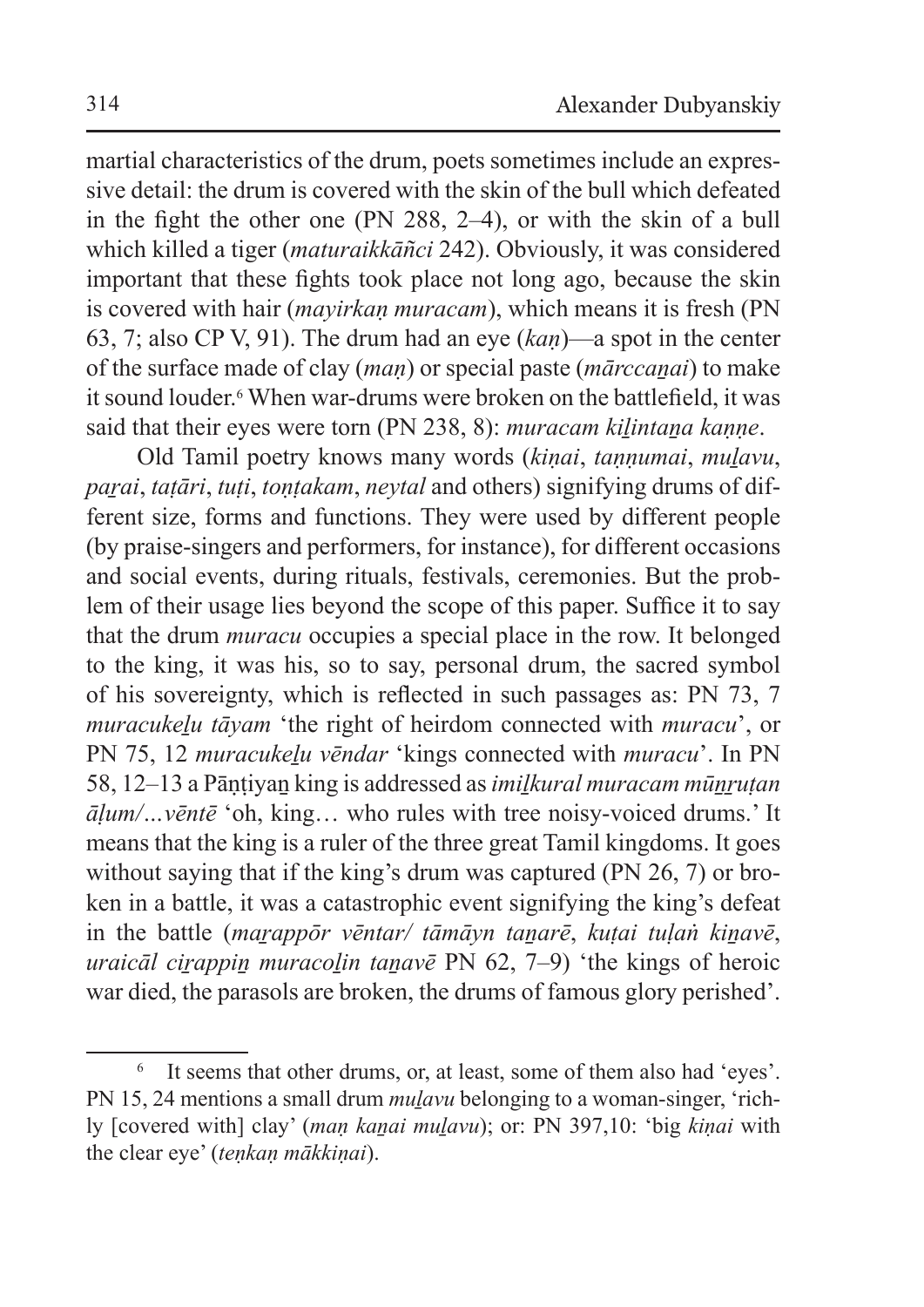martial characteristics of the drum, poets sometimes include an expressive detail: the drum is covered with the skin of the bull which defeated in the fight the other one (PN 288, 2–4), or with the skin of a bull which killed a tiger (*maturaikkāñci* 242). Obviously, it was considered important that these fights took place not long ago, because the skin is covered with hair (*mayirkaṇ muracam*), which means it is fresh (PN 63, 7; also CP V, 91). The drum had an eye (*kaṇ*)—a spot in the center of the surface made of clay (*maṇ*) or special paste (*mārccaṉai*) to make it sound louder.[6] When war-drums were broken on the battlefield, it was said that their eyes were torn (PN 238, 8): *muracam kiḻintaṉa kaṇṇe*.

Old Tamil poetry knows many words (*kiṇai*, *taṇṇumai*, *muḻavu*, *paṟai*, *taṭāri*, *tuṭi*, *toṇṭakam*, *neytal* and others) signifying drums of different size, forms and functions. They were used by different people (by praise-singers and performers, for instance), for different occasions and social events, during rituals, festivals, ceremonies. But the problem of their usage lies beyond the scope of this paper. Suffice it to say that the drum *muracu* occupies a special place in the row. It belonged to the king, it was his, so to say, personal drum, the sacred symbol of his sovereignty, which is reflected in such passages as: PN 73, 7 *muracukeḻu tāyam* 'the right of heirdom connected with *muracu*', or PN 75, 12 *muracukeḻu vēndar* 'kings connected with *muracu*'. In PN 58, 12–13 a Pāṇṭiyaṉ king is addressed as *imiḻkural muracam mūṉṟuṭan āḷum/…vēntē* 'oh, king… who rules with tree noisy-voiced drums.' It means that the king is a ruler of the three great Tamil kingdoms. It goes without saying that if the king's drum was captured (PN 26, 7) or broken in a battle, it was a catastrophic event signifying the king's defeat in the battle (*maṟappōr vēntar/ tāmāyn taṉarē*, *kuṭai tuḷaṅ kiṉavē*, *uraicāl ciṟappiṉ muracoḻin taṉavē* PN 62, 7–9) 'the kings of heroic war died, the parasols are broken, the drums of famous glory perished'.

---

[6] It seems that other drums, or, at least, some of them also had 'eyes'. PN 15, 24 mentions a small drum *muḻavu* belonging to a woman-singer, 'richly [covered with] clay' (*maṇ kaṉai muḻavu*); or: PN 397,10: 'big *kiṇai* with the clear eye' (*teṇkaṇ mākkiṇai*).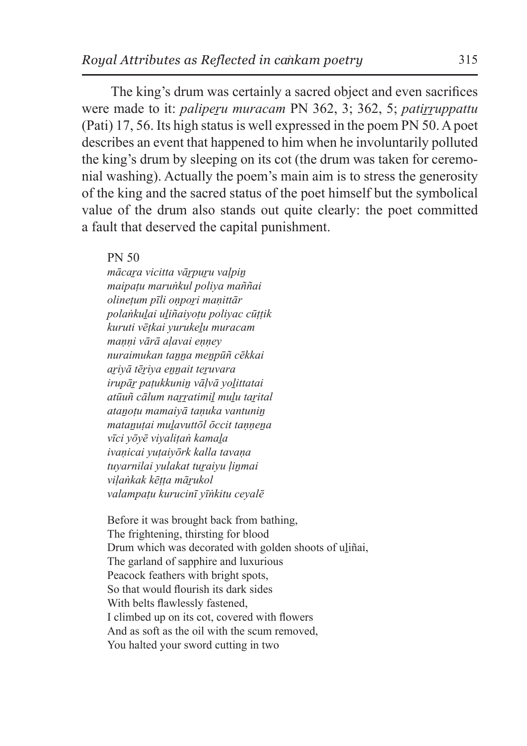The king's drum was certainly a sacred object and even sacrifices were made to it: *paliperu muracam* PN 362, 3; 362, 5; *patirruppattu* (Pati) 17, 56. Its high status is well expressed in the poem PN 50. A poet describes an event that happened to him when he involuntarily polluted the king's drum by sleeping on its cot (the drum was taken for ceremonial washing). Actually the poem's main aim is to stress the generosity of the king and the sacred status of the poet himself but the symbolical value of the drum also stands out quite clearly: the poet committed a fault that deserved the capital punishment.

PN 50

*mācaṟa vicitta vārpuṟu vaḷpiṉ*
*maipaṭu maruṅkul poliya maññai*
*olineṭum pīli oṉpoṟi maṇittār*
*polaṅkuḻai uḻiñaiyoṭu poliyac cūṭṭik*
*kuruti vēṭkai yurukeḻu muracam*
*maṇṇi vārā aḷavai eṇṇey*
*nuraimukan taṉṉa meṉpūñ cēkkai*
*aṟiyā tēṟiya eṉṉait teṟuvara*
*irupāṟ paṭukkuniṉ vāḷvā yoḻittatai*
*atūuñ cālum naṟṟatimiḻ muḻu taṟital*
*ataṉoṭu mamaiyā taṇuka vantuniṉ*
*mataṉuṭai muḻavuttōl ōccit taṇṇeṉa*
*vīci yōyē viyaliṭaṅ kamaḻa*
*ivaṇicai yuṭaiyōrk kalla tavaṇa*
*tuyarnilai yulakat tuṟaiyu ḷiṉmai*
*viḷaṅkak kēṭṭa māṟukol*
*valampaṭu kurucinī yīṅkitu ceyalē*

Before it was brought back from bathing,
The frightening, thirsting for blood
Drum which was decorated with golden shoots of uḻiñai,
The garland of sapphire and luxurious
Peacock feathers with bright spots,
So that would flourish its dark sides
With belts flawlessly fastened,
I climbed up on its cot, covered with flowers
And as soft as the oil with the scum removed,
You halted your sword cutting in two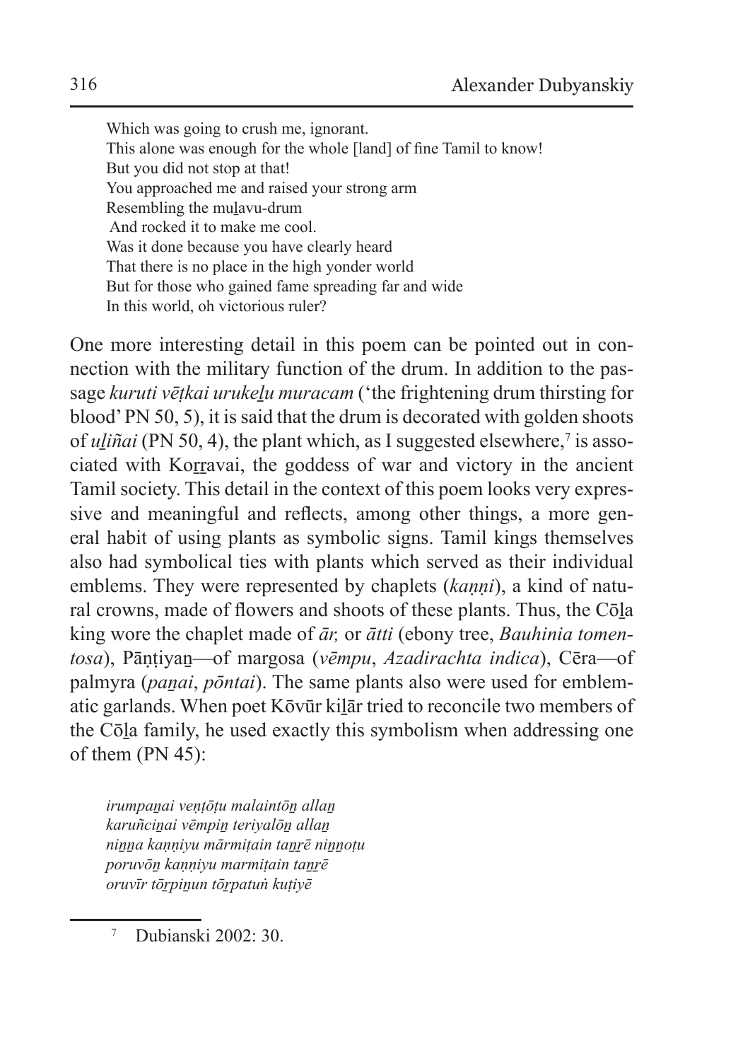Which was going to crush me, ignorant.  
This alone was enough for the whole [land] of fine Tamil to know!  
But you did not stop at that!  
You approached me and raised your strong arm  
Resembling the muḻavu-drum  
And rocked it to make me cool.  
Was it done because you have clearly heard  
That there is no place in the high yonder world  
But for those who gained fame spreading far and wide  
In this world, oh victorious ruler?

One more interesting detail in this poem can be pointed out in connection with the military function of the drum. In addition to the passage *kuruti vēṭkai urukeḻu muracam* ('the frightening drum thirsting for blood' PN 50, 5), it is said that the drum is decorated with golden shoots of *uḻiñai* (PN 50, 4), the plant which, as I suggested elsewhere,[7] is associated with Koṟṟavai, the goddess of war and victory in the ancient Tamil society. This detail in the context of this poem looks very expressive and meaningful and reflects, among other things, a more general habit of using plants as symbolic signs. Tamil kings themselves also had symbolical ties with plants which served as their individual emblems. They were represented by chaplets (*kaṇṇi*), a kind of natural crowns, made of flowers and shoots of these plants. Thus, the Cōḻa king wore the chaplet made of *ār,* or *ātti* (ebony tree, *Bauhinia tomentosa*), Pāṇṭiyaṉ—of margosa (*vēmpu*, *Azadirachta indica*), Cēra—of palmyra (*paṉai*, *pōntai*). The same plants also were used for emblematic garlands. When poet Kōvūr kiḻār tried to reconcile two members of the Cōḻa family, he used exactly this symbolism when addressing one of them (PN 45):

*irumpaṉai veṇṭōṭu malaintōṉ allaṉ*  
*karuñciṉai vēmpiṉ teriyalōṉ allaṉ*  
*niṉṉa kaṇṇiyu mārmiṭain taṉṟē niṉṉoṭu*  
*poruvōṉ kaṇṇiyu marmiṭain taṉṟē*  
*oruvīr tōṟpiṉun tōṟpatuṅ kuṭiyē*

---

[7] Dubianski 2002: 30.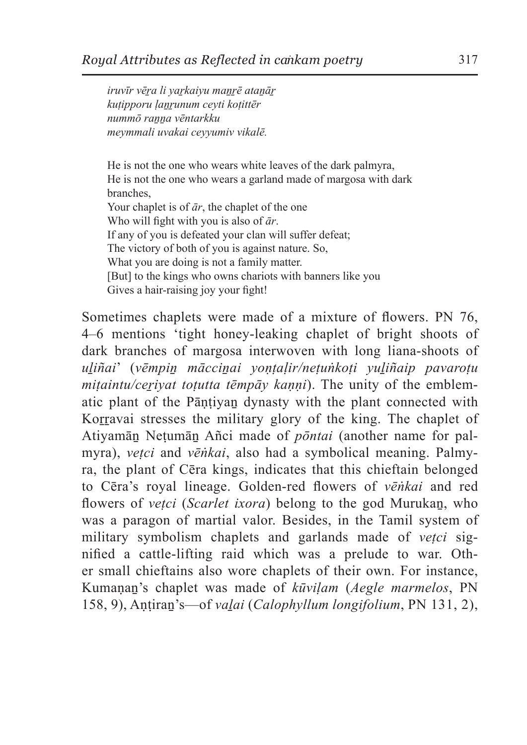*iruvīr vēṟa li yaṟkaiyu maṉṟē ataṉāṟ*
*kuṭipporu ḷaṉṟunum ceyti koṭittēr*
*nummō raṉṉa vēntarkku*
*meymmali uvakai ceyyumiv vikalē.*

He is not the one who wears white leaves of the dark palmyra,
He is not the one who wears a garland made of margosa with dark branches,
Your chaplet is of *ār*, the chaplet of the one
Who will fight with you is also of *ār*.
If any of you is defeated your clan will suffer defeat;
The victory of both of you is against nature. So,
What you are doing is not a family matter.
[But] to the kings who owns chariots with banners like you
Gives a hair-raising joy your fight!

Sometimes chaplets were made of a mixture of flowers. PN 76, 4–6 mentions 'tight honey-leaking chaplet of bright shoots of dark branches of margosa interwoven with long liana-shoots of *uḻiñai*' (*vēmpiṉ mācciṉai yoṇṭaḷir/neṭuṅkoṭi yuḻiñaip pavaroṭu miṭaintu/ceṟiyat toṭutta tēmpāy kaṇṇi*). The unity of the emblematic plant of the Pāṇṭiyaṉ dynasty with the plant connected with Koṟṟavai stresses the military glory of the king. The chaplet of Atiyamāṉ Neṭumāṉ Añci made of *pōntai* (another name for palmyra), *veṭci* and *vēṅkai*, also had a symbolical meaning. Palmyra, the plant of Cēra kings, indicates that this chieftain belonged to Cēra's royal lineage. Golden-red flowers of *vēṅkai* and red flowers of *veṭci* (*Scarlet ixora*) belong to the god Murukaṉ, who was a paragon of martial valor. Besides, in the Tamil system of military symbolism chaplets and garlands made of *veṭci* signified a cattle-lifting raid which was a prelude to war. Other small chieftains also wore chaplets of their own. For instance, Kumaṇaṉ's chaplet was made of *kūviḷam* (*Aegle marmelos*, PN 158, 9), Aṇṭiraṉ's—of *vaḻai* (*Calophyllum longifolium*, PN 131, 2),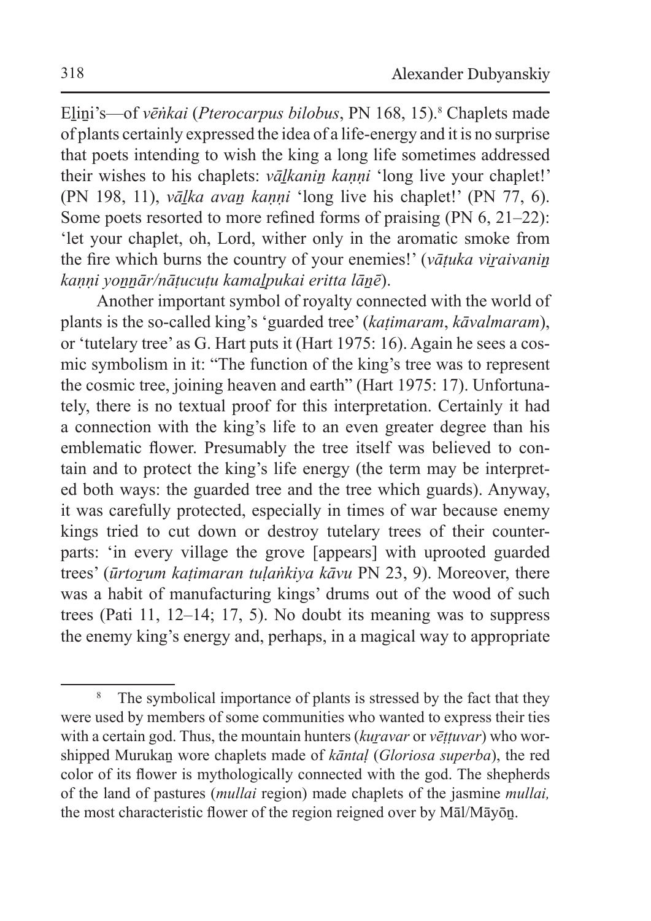E<u>l</u>i<u>n</u>i's—of *vēṅkai* (*Pterocarpus bilobus*, PN 168, 15).[8] Chaplets made of plants certainly expressed the idea of a life-energy and it is no surprise that poets intending to wish the king a long life sometimes addressed their wishes to his chaplets: *vā<u>l</u>kani<u>n</u> kaṇṇi* 'long live your chaplet!' (PN 198, 11), *vā<u>l</u>ka ava<u>n</u> kaṇṇi* 'long live his chaplet!' (PN 77, 6). Some poets resorted to more refined forms of praising (PN 6, 21–22): 'let your chaplet, oh, Lord, wither only in the aromatic smoke from the fire which burns the country of your enemies!' (*vāṭuka vi<u>r</u>aivani<u>n</u> kaṇṇi yo<u>n</u><u>n</u>ār/nāṭucuṭu kama<u>l</u>pukai eritta lā<u>n</u>ē*).

Another important symbol of royalty connected with the world of plants is the so-called king's 'guarded tree' (*kaṭimaram*, *kāvalmaram*), or 'tutelary tree' as G. Hart puts it (Hart 1975: 16). Again he sees a cosmic symbolism in it: "The function of the king's tree was to represent the cosmic tree, joining heaven and earth" (Hart 1975: 17). Unfortunately, there is no textual proof for this interpretation. Certainly it had a connection with the king's life to an even greater degree than his emblematic flower. Presumably the tree itself was believed to contain and to protect the king's life energy (the term may be interpreted both ways: the guarded tree and the tree which guards). Anyway, it was carefully protected, especially in times of war because enemy kings tried to cut down or destroy tutelary trees of their counterparts: 'in every village the grove [appears] with uprooted guarded trees' (*ūrto<u>r</u>um kaṭimaran tuḷaṅkiya kāvu* PN 23, 9). Moreover, there was a habit of manufacturing kings' drums out of the wood of such trees (Pati 11, 12–14; 17, 5). No doubt its meaning was to suppress the enemy king's energy and, perhaps, in a magical way to appropriate

---

[8] The symbolical importance of plants is stressed by the fact that they were used by members of some communities who wanted to express their ties with a certain god. Thus, the mountain hunters (*ku<u>r</u>avar* or *vēṭṭuvar*) who worshipped Muruka<u>n</u> wore chaplets made of *kāntaḷ* (*Gloriosa superba*), the red color of its flower is mythologically connected with the god. The shepherds of the land of pastures (*mullai* region) made chaplets of the jasmine *mullai,* the most characteristic flower of the region reigned over by Māl/Māyō<u>n</u>.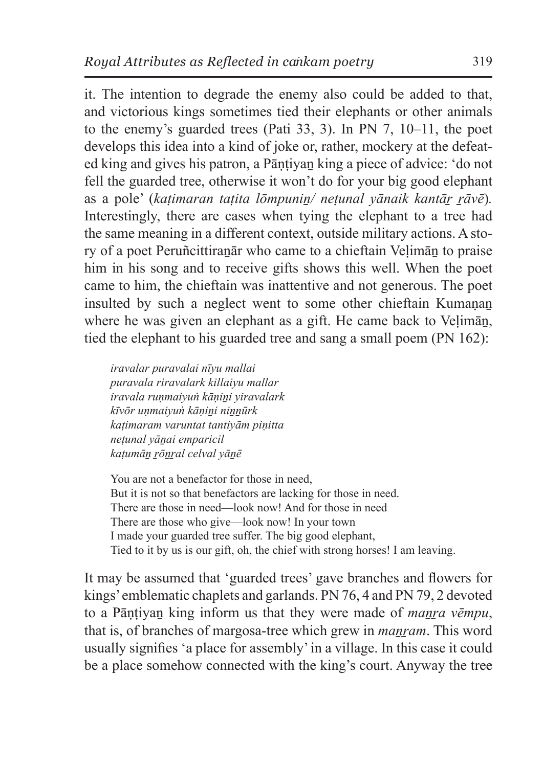it. The intention to degrade the enemy also could be added to that, and victorious kings sometimes tied their elephants or other animals to the enemy's guarded trees (Pati 33, 3). In PN 7, 10–11, the poet develops this idea into a kind of joke or, rather, mockery at the defeated king and gives his patron, a Pāṇṭiyaṉ king a piece of advice: 'do not fell the guarded tree, otherwise it won't do for your big good elephant as a pole' (*kaṭimaran taṭita lōmpuniṉ/ neṭunal yānaik kantāṟ ṟāvē*). Interestingly, there are cases when tying the elephant to a tree had the same meaning in a different context, outside military actions. A story of a poet Peruñcittiraṉār who came to a chieftain Veḷimāṉ to praise him in his song and to receive gifts shows this well. When the poet came to him, the chieftain was inattentive and not generous. The poet insulted by such a neglect went to some other chieftain Kumaṇaṉ where he was given an elephant as a gift. He came back to Veḷimāṉ, tied the elephant to his guarded tree and sang a small poem (PN 162):

> *iravalar puravalai nīyu mallai*
> *puravala riravalark killaiyu mallar*
> *iravala ruṇmaiyuṅ kāṇiṉi yiravalark*
> *kīvōr uṇmaiyuṅ kāṇiṉi niṉṉūrk*
> *kaṭimaram varuntat tantiyām piṇitta*
> *neṭunal yāṉai emparicil*
> *kaṭumāṉ ṟōṉṟal celval yāṉē*
>
> You are not a benefactor for those in need,
> But it is not so that benefactors are lacking for those in need.
> There are those in need—look now! And for those in need
> There are those who give—look now! In your town
> I made your guarded tree suffer. The big good elephant,
> Tied to it by us is our gift, oh, the chief with strong horses! I am leaving.

It may be assumed that 'guarded trees' gave branches and flowers for kings' emblematic chaplets and garlands. PN 76, 4 and PN 79, 2 devoted to a Pāṇṭiyaṉ king inform us that they were made of *maṉṟa vēmpu*, that is, of branches of margosa-tree which grew in *maṉṟam*. This word usually signifies 'a place for assembly' in a village. In this case it could be a place somehow connected with the king's court. Anyway the tree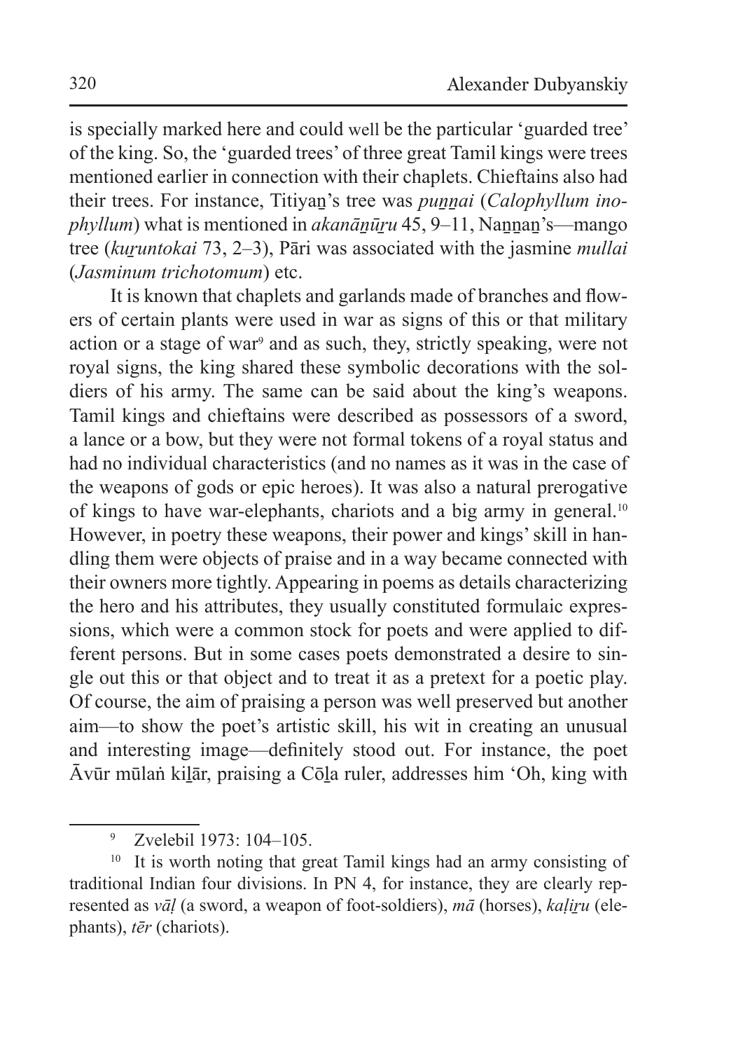is specially marked here and could well be the particular 'guarded tree' of the king. So, the 'guarded trees' of three great Tamil kings were trees mentioned earlier in connection with their chaplets. Chieftains also had their trees. For instance, Titiyaṉ's tree was *puṉṉai* (*Calophyllum inophyllum*) what is mentioned in *akanāṉūṟu* 45, 9–11, Naṉṉaṉ's—mango tree (*kuṟuntokai* 73, 2–3), Pāri was associated with the jasmine *mullai* (*Jasminum trichotomum*) etc.

It is known that chaplets and garlands made of branches and flowers of certain plants were used in war as signs of this or that military action or a stage of war[9] and as such, they, strictly speaking, were not royal signs, the king shared these symbolic decorations with the soldiers of his army. The same can be said about the king's weapons. Tamil kings and chieftains were described as possessors of a sword, a lance or a bow, but they were not formal tokens of a royal status and had no individual characteristics (and no names as it was in the case of the weapons of gods or epic heroes). It was also a natural prerogative of kings to have war-elephants, chariots and a big army in general.[10] However, in poetry these weapons, their power and kings' skill in handling them were objects of praise and in a way became connected with their owners more tightly. Appearing in poems as details characterizing the hero and his attributes, they usually constituted formulaic expressions, which were a common stock for poets and were applied to different persons. But in some cases poets demonstrated a desire to single out this or that object and to treat it as a pretext for a poetic play. Of course, the aim of praising a person was well preserved but another aim—to show the poet's artistic skill, his wit in creating an unusual and interesting image—definitely stood out. For instance, the poet Āvūr mūlaṅ kiḻār, praising a Cōḻa ruler, addresses him 'Oh, king with

---

[9] Zvelebil 1973: 104–105.

[10] It is worth noting that great Tamil kings had an army consisting of traditional Indian four divisions. In PN 4, for instance, they are clearly represented as *vāḷ* (a sword, a weapon of foot-soldiers), *mā* (horses), *kaḷiṟu* (elephants), *tēr* (chariots).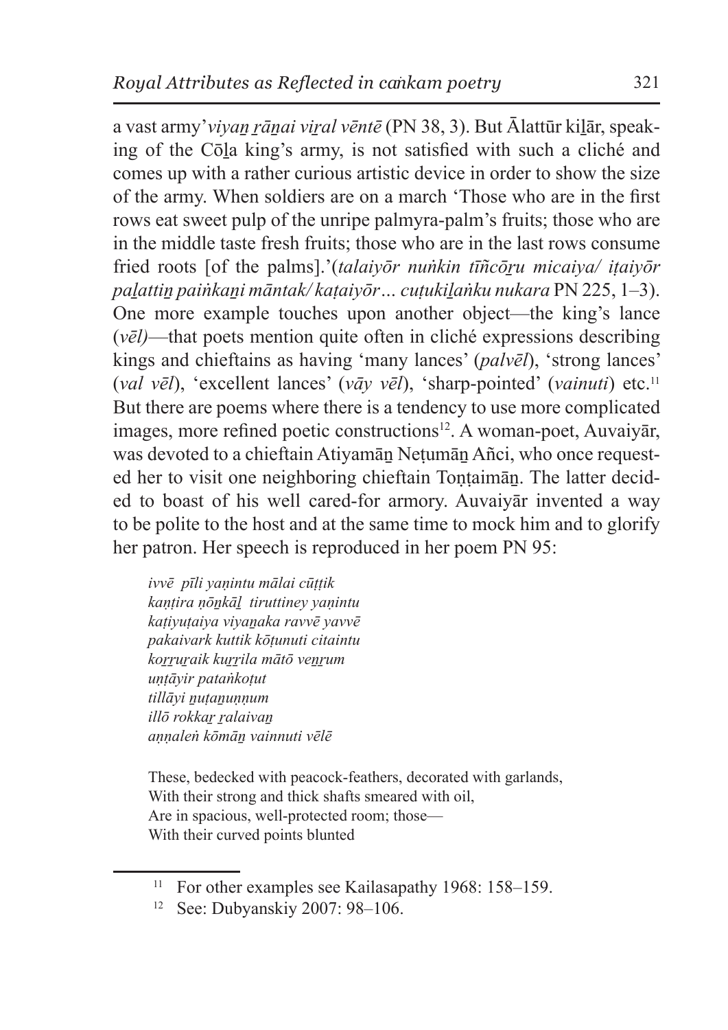a vast army' *viyaṉ ṟāṉai viṟal vēntē* (PN 38, 3). But Ālattūr kiḻār, speaking of the Cōḻa king's army, is not satisfied with such a cliché and comes up with a rather curious artistic device in order to show the size of the army. When soldiers are on a march 'Those who are in the first rows eat sweet pulp of the unripe palmyra-palm's fruits; those who are in the middle taste fresh fruits; those who are in the last rows consume fried roots [of the palms].' (*talaiyōr nuṅkin tīñcōṟu micaiya/ iṭaiyōr paḻattiṉ paiṅkaṉi māntak/ kaṭaiyōr… cuṭukiḻaṅku nukara* PN 225, 1–3). One more example touches upon another object—the king's lance (*vēl)*—that poets mention quite often in cliché expressions describing kings and chieftains as having 'many lances' (*palvēl*), 'strong lances' (*val vēl*), 'excellent lances' (*vāy vēl*), 'sharp-pointed' (*vainuti*) etc.[11] But there are poems where there is a tendency to use more complicated images, more refined poetic constructions[12]. A woman-poet, Auvaiyār, was devoted to a chieftain Atiyamāṉ Neṭumāṉ Añci, who once requested her to visit one neighboring chieftain Toṇṭaimāṉ. The latter decided to boast of his well cared-for armory. Auvaiyār invented a way to be polite to the host and at the same time to mock him and to glorify her patron. Her speech is reproduced in her poem PN 95:

*ivvē pīli yaṇintu mālai cūṭṭik*
*kaṇṭira ṇōṉkāḻ tiruttiney yaṇintu*
*kaṭiyuṭaiya viyaṉaka ravvē yavvē*
*pakaivark kuttik kōṭunuti citaintu*
*koṟṟuṟaik kuṟṟila mātō veṉṟum*
*uṇṭāyir pataṅkoṭut*
*tillāyi ṉuṭaṉuṇṇum*
*illō rokkaṟ ṟalaivaṉ*
*aṇṇaleṅ kōmāṉ vainnuti vēlē*

These, bedecked with peacock-feathers, decorated with garlands,
With their strong and thick shafts smeared with oil,
Are in spacious, well-protected room; those—
With their curved points blunted

[11] For other examples see Kailasapathy 1968: 158–159.

[12] See: Dubyanskiy 2007: 98–106.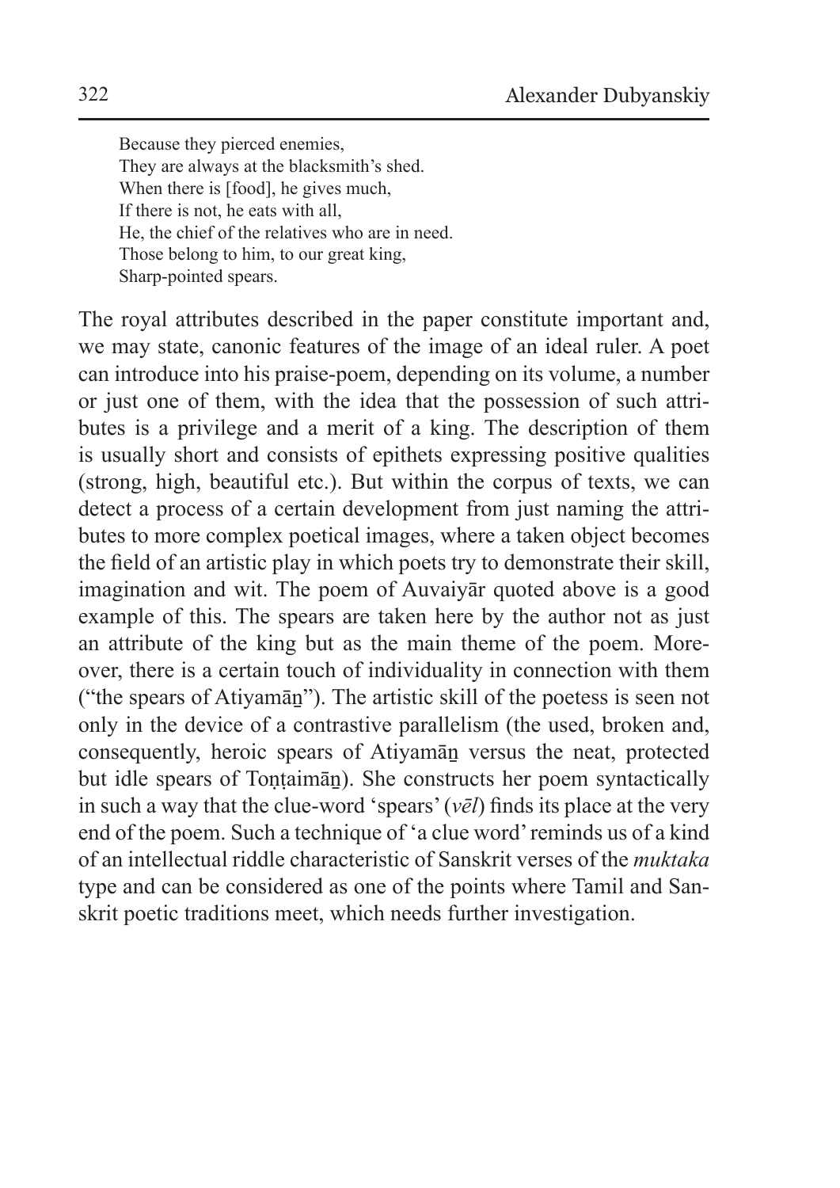Because they pierced enemies,  
They are always at the blacksmith's shed.  
When there is [food], he gives much,  
If there is not, he eats with all,  
He, the chief of the relatives who are in need.  
Those belong to him, to our great king,  
Sharp-pointed spears.

The royal attributes described in the paper constitute important and, we may state, canonic features of the image of an ideal ruler. A poet can introduce into his praise-poem, depending on its volume, a number or just one of them, with the idea that the possession of such attributes is a privilege and a merit of a king. The description of them is usually short and consists of epithets expressing positive qualities (strong, high, beautiful etc.). But within the corpus of texts, we can detect a process of a certain development from just naming the attributes to more complex poetical images, where a taken object becomes the field of an artistic play in which poets try to demonstrate their skill, imagination and wit. The poem of Auvaiyār quoted above is a good example of this. The spears are taken here by the author not as just an attribute of the king but as the main theme of the poem. Moreover, there is a certain touch of individuality in connection with them ("the spears of Atiyamāṉ"). The artistic skill of the poetess is seen not only in the device of a contrastive parallelism (the used, broken and, consequently, heroic spears of Atiyamāṉ versus the neat, protected but idle spears of Toṇṭaimāṉ). She constructs her poem syntactically in such a way that the clue-word 'spears' (*vēl*) finds its place at the very end of the poem. Such a technique of 'a clue word' reminds us of a kind of an intellectual riddle characteristic of Sanskrit verses of the *muktaka* type and can be considered as one of the points where Tamil and Sanskrit poetic traditions meet, which needs further investigation.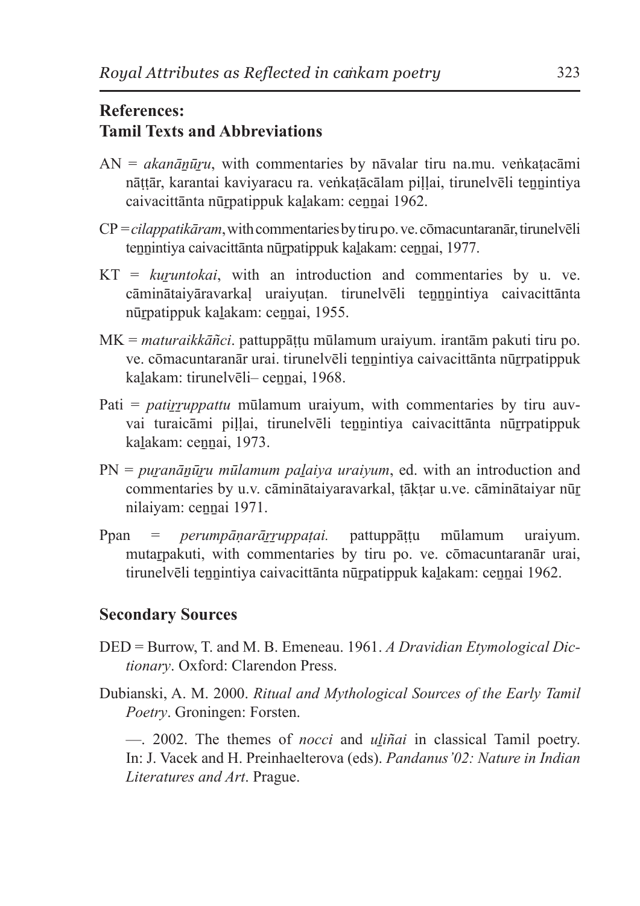## References:
## Tamil Texts and Abbreviations

AN = *akanāṉūṟu*, with commentaries by nāvalar tiru na.mu. veṅkaṭacāmi nāṭṭār, karantai kaviyaracu ra. veṅkaṭācālam piḷḷai, tirunelvēli teṉṉintiya caivacittānta nūṟpatippuk kaḻakam: ceṉṉai 1962.

CP = *cilappatikāram*, with commentaries by tiru po. ve. cōmacuntaranār, tirunelvēli teṉṉintiya caivacittānta nūṟpatippuk kaḻakam: ceṉṉai, 1977.

KT = *kuṟuntokai*, with an introduction and commentaries by u. ve. cāminātaiyāravarkaḷ uraiyuṭan. tirunelvēli teṉṉṉintiya caivacittānta nūṟpatippuk kaḻakam: ceṉṉai, 1955.

MK = *maturaikkāñci*. pattuppāṭṭu mūlamum uraiyum. irantām pakuti tiru po. ve. cōmacuntaranār urai. tirunelvēli teṉṉintiya caivacittānta nūṟrpatippuk kaḻakam: tirunelvēli– ceṉṉai, 1968.

Pati = *patiṟṟuppattu* mūlamum uraiyum, with commentaries by tiru auvvai turaicāmi piḷḷai, tirunelvēli teṉṉintiya caivacittānta nūṟrpatippuk kaḻakam: ceṉṉai, 1973.

PN = *puṟanāṉūṟu mūlamum paḻaiya uraiyum*, ed. with an introduction and commentaries by u.v. cāminātaiyaravarkal, ṭākṭar u.ve. cāminātaiyar nūṟ nilaiyam: ceṉṉai 1971.

Ppan = *perumpāṇarāṟṟuppaṭai.* pattuppāṭṭu mūlamum uraiyum. mutaṟpakuti, with commentaries by tiru po. ve. cōmacuntaranār urai, tirunelvēli teṉṉintiya caivacittānta nūṟpatippuk kaḻakam: ceṉṉai 1962.

## Secondary Sources

DED = Burrow, T. and M. B. Emeneau. 1961. *A Dravidian Etymological Dictionary*. Oxford: Clarendon Press.

Dubianski, A. M. 2000. *Ritual and Mythological Sources of the Early Tamil Poetry*. Groningen: Forsten.

—. 2002. The themes of *nocci* and *uḻiñai* in classical Tamil poetry. In: J. Vacek and H. Preinhaelterova (eds). *Pandanus'02: Nature in Indian Literatures and Art*. Prague.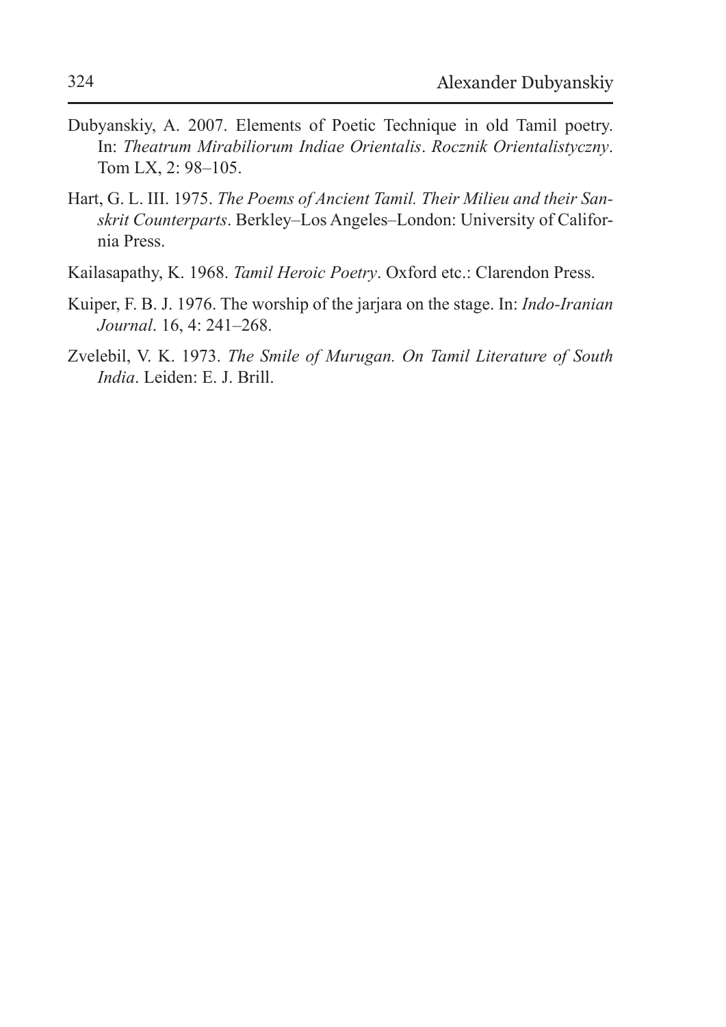Dubyanskiy, A. 2007. Elements of Poetic Technique in old Tamil poetry. In: *Theatrum Mirabiliorum Indiae Orientalis*. *Rocznik Orientalistyczny*. Tom LX, 2: 98–105.

Hart, G. L. III. 1975. *The Poems of Ancient Tamil. Their Milieu and their Sanskrit Counterparts*. Berkley–Los Angeles–London: University of California Press.

Kailasapathy, K. 1968. *Tamil Heroic Poetry*. Oxford etc.: Clarendon Press.

Kuiper, F. B. J. 1976. The worship of the jarjara on the stage. In: *Indo-Iranian Journal*. 16, 4: 241–268.

Zvelebil, V. K. 1973. *The Smile of Murugan. On Tamil Literature of South India*. Leiden: E. J. Brill.